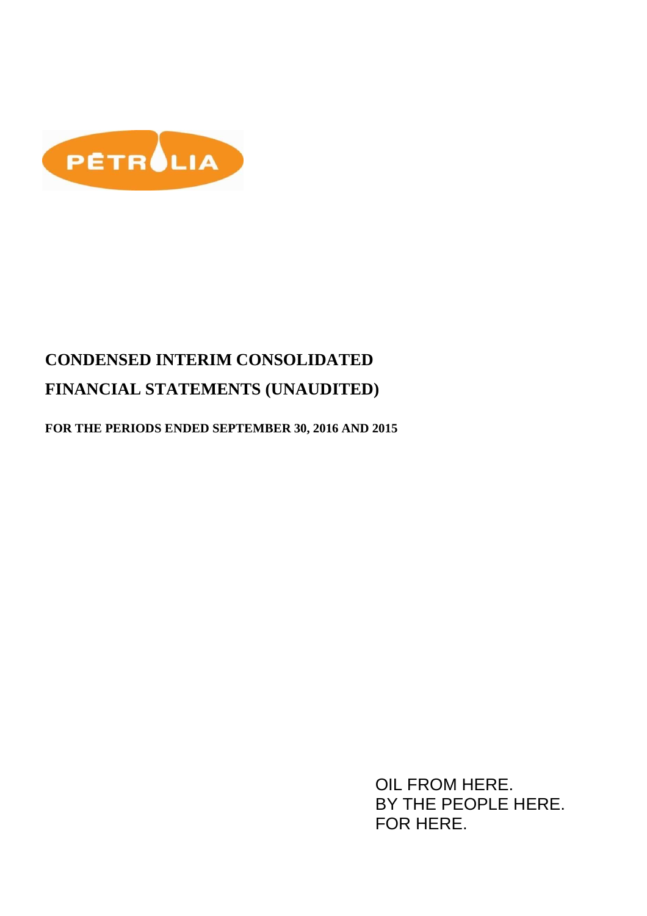PÉTROLIA

# CONDENSED INTERIM CONSOLIDATED FINANCIAL STATEMENTS (UNAUDITED)

**FOR THE PERIODS ENDED SEPTEMBER 30, 2016 AND 2015**

OIL FROM HERE.
BY THE PEOPLE HERE.
FOR HERE.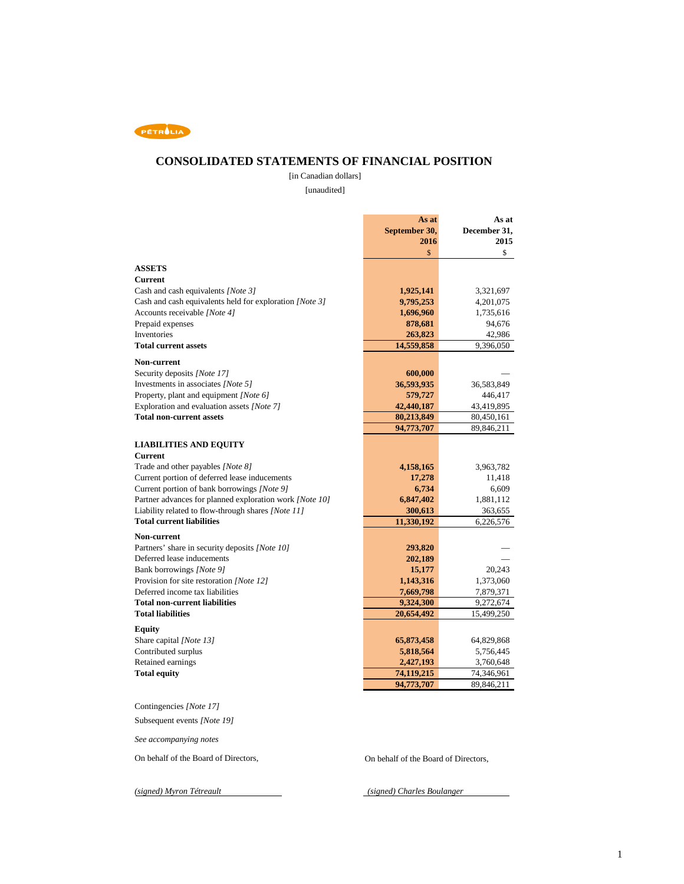PÉTROLIA

# CONSOLIDATED STATEMENTS OF FINANCIAL POSITION

[in Canadian dollars]

[unaudited]

| | As at September 30, 2016 | As at December 31, 2015 |
|---|---|---|
| | $ | $ |
| **ASSETS** | | |
| **Current** | | |
| Cash and cash equivalents *[Note 3]* | **1,925,141** | 3,321,697 |
| Cash and cash equivalents held for exploration *[Note 3]* | **9,795,253** | 4,201,075 |
| Accounts receivable *[Note 4]* | **1,696,960** | 1,735,616 |
| Prepaid expenses | **878,681** | 94,676 |
| Inventories | **263,823** | 42,986 |
| **Total current assets** | **14,559,858** | 9,396,050 |
| **Non-current** | | |
| Security deposits *[Note 17]* | **600,000** | — |
| Investments in associates *[Note 5]* | **36,593,935** | 36,583,849 |
| Property, plant and equipment *[Note 6]* | **579,727** | 446,417 |
| Exploration and evaluation assets *[Note 7]* | **42,440,187** | 43,419,895 |
| **Total non-current assets** | **80,213,849** | 80,450,161 |
| | **94,773,707** | 89,846,211 |
| **LIABILITIES AND EQUITY** | | |
| **Current** | | |
| Trade and other payables *[Note 8]* | **4,158,165** | 3,963,782 |
| Current portion of deferred lease inducements | **17,278** | 11,418 |
| Current portion of bank borrowings *[Note 9]* | **6,734** | 6,609 |
| Partner advances for planned exploration work *[Note 10]* | **6,847,402** | 1,881,112 |
| Liability related to flow-through shares *[Note 11]* | **300,613** | 363,655 |
| **Total current liabilities** | **11,330,192** | 6,226,576 |
| **Non-current** | | |
| Partners' share in security deposits *[Note 10]* | **293,820** | — |
| Deferred lease inducements | **202,189** | — |
| Bank borrowings *[Note 9]* | **15,177** | 20,243 |
| Provision for site restoration *[Note 12]* | **1,143,316** | 1,373,060 |
| Deferred income tax liabilities | **7,669,798** | 7,879,371 |
| **Total non-current liabilities** | **9,324,300** | 9,272,674 |
| **Total liabilities** | **20,654,492** | 15,499,250 |
| **Equity** | | |
| Share capital *[Note 13]* | **65,873,458** | 64,829,868 |
| Contributed surplus | **5,818,564** | 5,756,445 |
| Retained earnings | **2,427,193** | 3,760,648 |
| **Total equity** | **74,119,215** | 74,346,961 |
| | **94,773,707** | 89,846,211 |

Contingencies *[Note 17]*

Subsequent events *[Note 19]*

*See accompanying notes*

On behalf of the Board of Directors,

*(signed) Myron Tétreault*

On behalf of the Board of Directors,

*(signed) Charles Boulanger*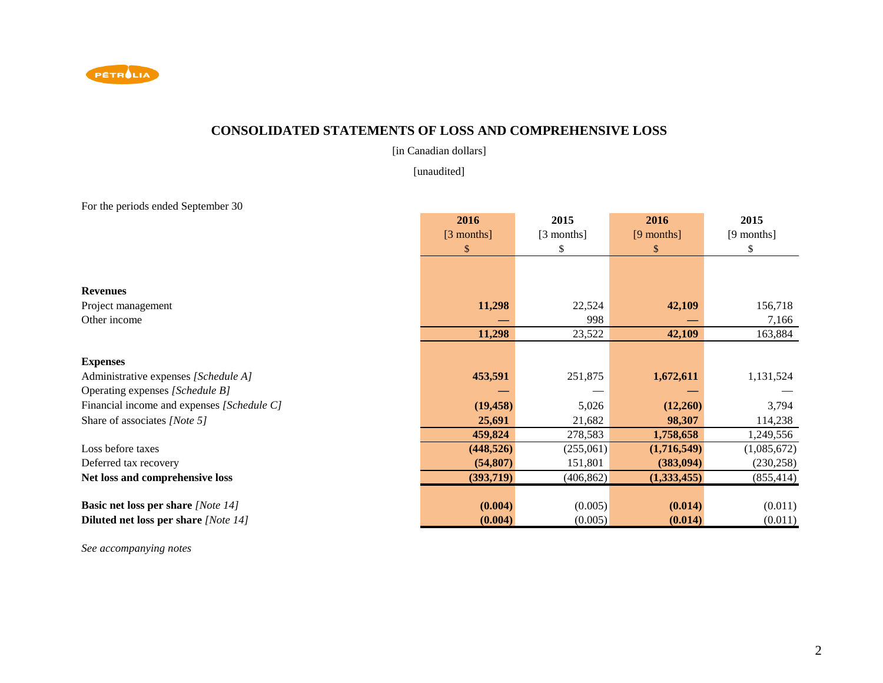# CONSOLIDATED STATEMENTS OF LOSS AND COMPREHENSIVE LOSS

[in Canadian dollars]

[unaudited]

For the periods ended September 30

| | **2016** [3 months] $ | **2015** [3 months] $ | **2016** [9 months] $ | **2015** [9 months] $ |
|---|---|---|---|---|
| **Revenues** | | | | |
| Project management | **11,298** | 22,524 | **42,109** | 156,718 |
| Other income | **—** | 998 | **—** | 7,166 |
| | **11,298** | 23,522 | **42,109** | 163,884 |
| **Expenses** | | | | |
| Administrative expenses *[Schedule A]* | **453,591** | 251,875 | **1,672,611** | 1,131,524 |
| Operating expenses *[Schedule B]* | **—** | — | **—** | — |
| Financial income and expenses *[Schedule C]* | **(19,458)** | 5,026 | **(12,260)** | 3,794 |
| Share of associates *[Note 5]* | **25,691** | 21,682 | **98,307** | 114,238 |
| | **459,824** | 278,583 | **1,758,658** | 1,249,556 |
| Loss before taxes | **(448,526)** | (255,061) | **(1,716,549)** | (1,085,672) |
| Deferred tax recovery | **(54,807)** | 151,801 | **(383,094)** | (230,258) |
| **Net loss and comprehensive loss** | **(393,719)** | (406,862) | **(1,333,455)** | (855,414) |
| **Basic net loss per share** *[Note 14]* | **(0.004)** | (0.005) | **(0.014)** | (0.011) |
| **Diluted net loss per share** *[Note 14]* | **(0.004)** | (0.005) | **(0.014)** | (0.011) |

*See accompanying notes*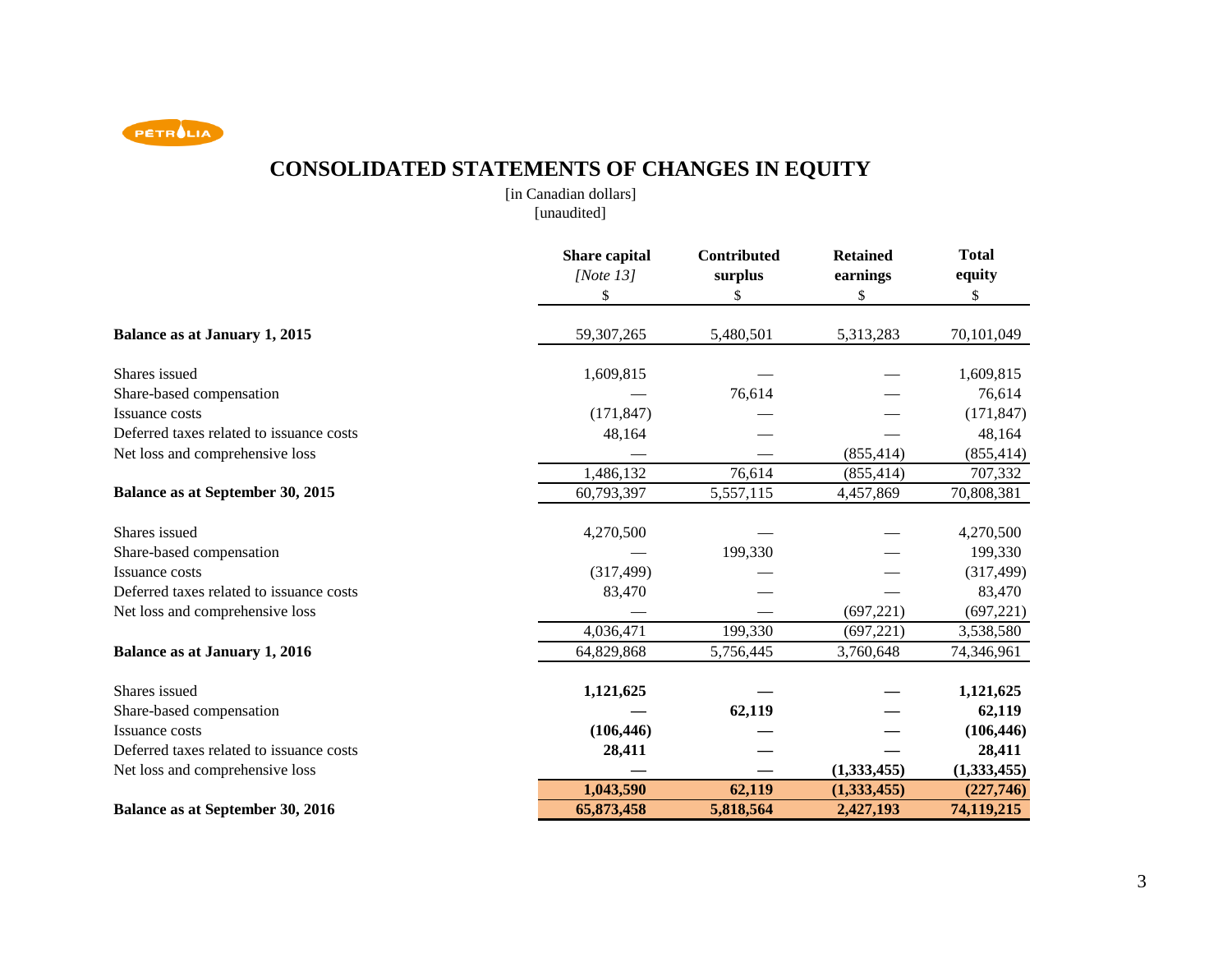# CONSOLIDATED STATEMENTS OF CHANGES IN EQUITY

[in Canadian dollars]
[unaudited]

| | Share capital *[Note 13]* $ | Contributed surplus $ | Retained earnings $ | Total equity $ |
|---|---|---|---|---|
| **Balance as at January 1, 2015** | 59,307,265 | 5,480,501 | 5,313,283 | 70,101,049 |
| Shares issued | 1,609,815 | — | — | 1,609,815 |
| Share-based compensation | — | 76,614 | — | 76,614 |
| Issuance costs | (171,847) | — | — | (171,847) |
| Deferred taxes related to issuance costs | 48,164 | — | — | 48,164 |
| Net loss and comprehensive loss | — | — | (855,414) | (855,414) |
| | 1,486,132 | 76,614 | (855,414) | 707,332 |
| **Balance as at September 30, 2015** | 60,793,397 | 5,557,115 | 4,457,869 | 70,808,381 |
| Shares issued | 4,270,500 | — | — | 4,270,500 |
| Share-based compensation | — | 199,330 | — | 199,330 |
| Issuance costs | (317,499) | — | — | (317,499) |
| Deferred taxes related to issuance costs | 83,470 | — | — | 83,470 |
| Net loss and comprehensive loss | — | — | (697,221) | (697,221) |
| | 4,036,471 | 199,330 | (697,221) | 3,538,580 |
| **Balance as at January 1, 2016** | 64,829,868 | 5,756,445 | 3,760,648 | 74,346,961 |
| Shares issued | **1,121,625** | **—** | **—** | **1,121,625** |
| Share-based compensation | **—** | **62,119** | **—** | **62,119** |
| Issuance costs | **(106,446)** | **—** | **—** | **(106,446)** |
| Deferred taxes related to issuance costs | **28,411** | **—** | **—** | **28,411** |
| Net loss and comprehensive loss | **—** | **—** | **(1,333,455)** | **(1,333,455)** |
| | **1,043,590** | **62,119** | **(1,333,455)** | **(227,746)** |
| **Balance as at September 30, 2016** | **65,873,458** | **5,818,564** | **2,427,193** | **74,119,215** |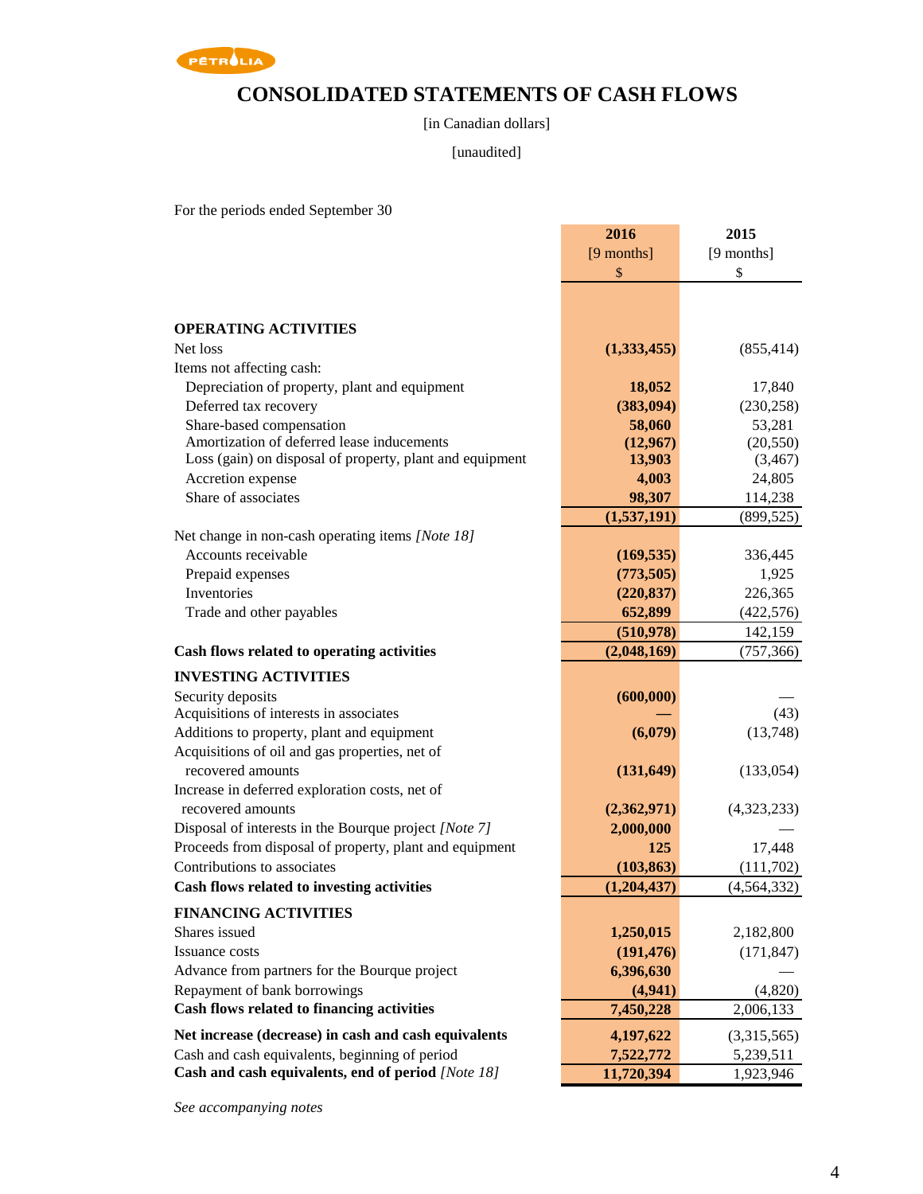# CONSOLIDATED STATEMENTS OF CASH FLOWS

[in Canadian dollars]

[unaudited]

For the periods ended September 30

| | 2016 [9 months] $ | 2015 [9 months] $ |
|---|---|---|
| **OPERATING ACTIVITIES** | | |
| Net loss | **(1,333,455)** | (855,414) |
| Items not affecting cash: | | |
| Depreciation of property, plant and equipment | **18,052** | 17,840 |
| Deferred tax recovery | **(383,094)** | (230,258) |
| Share-based compensation | **58,060** | 53,281 |
| Amortization of deferred lease inducements | **(12,967)** | (20,550) |
| Loss (gain) on disposal of property, plant and equipment | **13,903** | (3,467) |
| Accretion expense | **4,003** | 24,805 |
| Share of associates | **98,307** | 114,238 |
| | **(1,537,191)** | (899,525) |
| Net change in non-cash operating items *[Note 18]* | | |
| Accounts receivable | **(169,535)** | 336,445 |
| Prepaid expenses | **(773,505)** | 1,925 |
| Inventories | **(220,837)** | 226,365 |
| Trade and other payables | **652,899** | (422,576) |
| | **(510,978)** | 142,159 |
| **Cash flows related to operating activities** | **(2,048,169)** | (757,366) |
| **INVESTING ACTIVITIES** | | |
| Security deposits | **(600,000)** | — |
| Acquisitions of interests in associates | **—** | (43) |
| Additions to property, plant and equipment | **(6,079)** | (13,748) |
| Acquisitions of oil and gas properties, net of recovered amounts | **(131,649)** | (133,054) |
| Increase in deferred exploration costs, net of recovered amounts | **(2,362,971)** | (4,323,233) |
| Disposal of interests in the Bourque project *[Note 7]* | **2,000,000** | — |
| Proceeds from disposal of property, plant and equipment | **125** | 17,448 |
| Contributions to associates | **(103,863)** | (111,702) |
| **Cash flows related to investing activities** | **(1,204,437)** | (4,564,332) |
| **FINANCING ACTIVITIES** | | |
| Shares issued | **1,250,015** | 2,182,800 |
| Issuance costs | **(191,476)** | (171,847) |
| Advance from partners for the Bourque project | **6,396,630** | — |
| Repayment of bank borrowings | **(4,941)** | (4,820) |
| **Cash flows related to financing activities** | **7,450,228** | 2,006,133 |
| **Net increase (decrease) in cash and cash equivalents** | **4,197,622** | (3,315,565) |
| Cash and cash equivalents, beginning of period | **7,522,772** | 5,239,511 |
| **Cash and cash equivalents, end of period** *[Note 18]* | **11,720,394** | 1,923,946 |

*See accompanying notes*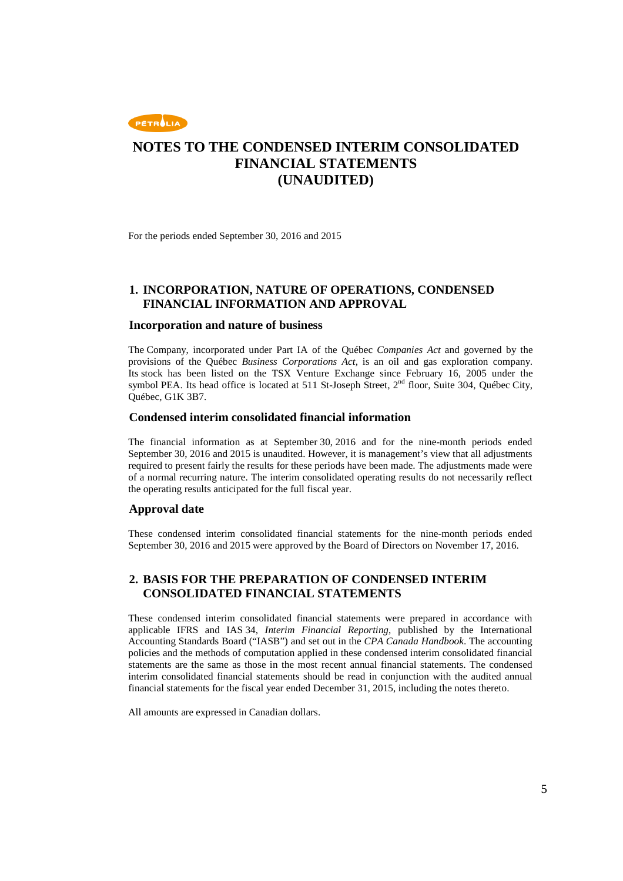# NOTES TO THE CONDENSED INTERIM CONSOLIDATED FINANCIAL STATEMENTS (UNAUDITED)

For the periods ended September 30, 2016 and 2015

## 1. INCORPORATION, NATURE OF OPERATIONS, CONDENSED FINANCIAL INFORMATION AND APPROVAL

### Incorporation and nature of business

The Company, incorporated under Part IA of the Québec *Companies Act* and governed by the provisions of the Québec *Business Corporations Act*, is an oil and gas exploration company. Its stock has been listed on the TSX Venture Exchange since February 16, 2005 under the symbol PEA. Its head office is located at 511 St-Joseph Street, 2nd floor, Suite 304, Québec City, Québec, G1K 3B7.

### Condensed interim consolidated financial information

The financial information as at September 30, 2016 and for the nine-month periods ended September 30, 2016 and 2015 is unaudited. However, it is management's view that all adjustments required to present fairly the results for these periods have been made. The adjustments made were of a normal recurring nature. The interim consolidated operating results do not necessarily reflect the operating results anticipated for the full fiscal year.

### Approval date

These condensed interim consolidated financial statements for the nine-month periods ended September 30, 2016 and 2015 were approved by the Board of Directors on November 17, 2016.

## 2. BASIS FOR THE PREPARATION OF CONDENSED INTERIM CONSOLIDATED FINANCIAL STATEMENTS

These condensed interim consolidated financial statements were prepared in accordance with applicable IFRS and IAS 34, *Interim Financial Reporting*, published by the International Accounting Standards Board ("IASB") and set out in the *CPA Canada Handbook*. The accounting policies and the methods of computation applied in these condensed interim consolidated financial statements are the same as those in the most recent annual financial statements. The condensed interim consolidated financial statements should be read in conjunction with the audited annual financial statements for the fiscal year ended December 31, 2015, including the notes thereto.

All amounts are expressed in Canadian dollars.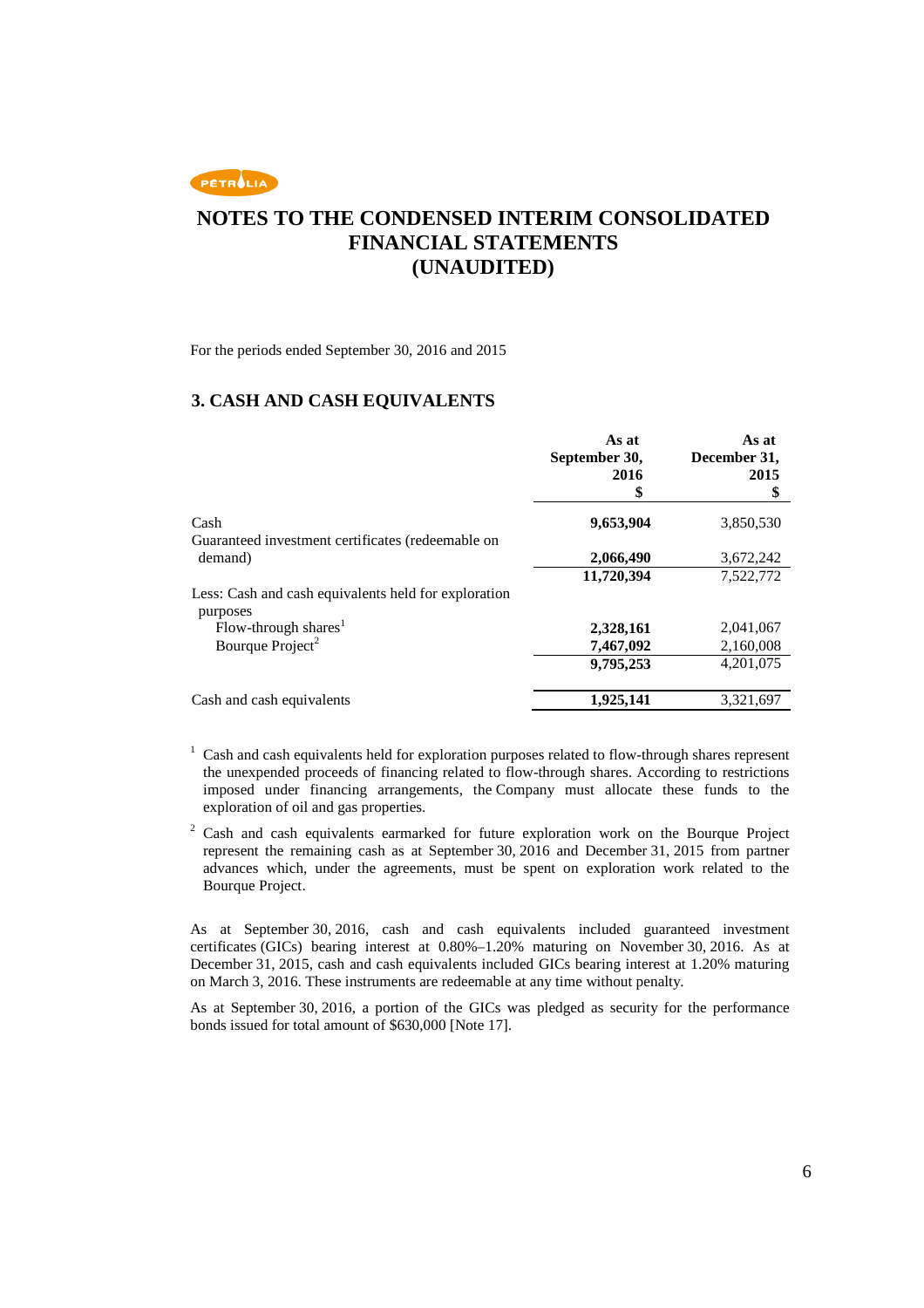# NOTES TO THE CONDENSED INTERIM CONSOLIDATED FINANCIAL STATEMENTS (UNAUDITED)

For the periods ended September 30, 2016 and 2015

## 3. CASH AND CASH EQUIVALENTS

| | As at September 30, 2016 $ | As at December 31, 2015 $ |
|---|---|---|
| Cash | **9,653,904** | 3,850,530 |
| Guaranteed investment certificates (redeemable on demand) | **2,066,490** | 3,672,242 |
| | **11,720,394** | 7,522,772 |
| Less: Cash and cash equivalents held for exploration purposes | | |
| Flow-through shares[1] | **2,328,161** | 2,041,067 |
| Bourque Project[2] | **7,467,092** | 2,160,008 |
| | **9,795,253** | 4,201,075 |
| Cash and cash equivalents | **1,925,141** | 3,321,697 |

[1] Cash and cash equivalents held for exploration purposes related to flow-through shares represent the unexpended proceeds of financing related to flow-through shares. According to restrictions imposed under financing arrangements, the Company must allocate these funds to the exploration of oil and gas properties.

[2] Cash and cash equivalents earmarked for future exploration work on the Bourque Project represent the remaining cash as at September 30, 2016 and December 31, 2015 from partner advances which, under the agreements, must be spent on exploration work related to the Bourque Project.

As at September 30, 2016, cash and cash equivalents included guaranteed investment certificates (GICs) bearing interest at 0.80%–1.20% maturing on November 30, 2016. As at December 31, 2015, cash and cash equivalents included GICs bearing interest at 1.20% maturing on March 3, 2016. These instruments are redeemable at any time without penalty.

As at September 30, 2016, a portion of the GICs was pledged as security for the performance bonds issued for total amount of $630,000 [Note 17].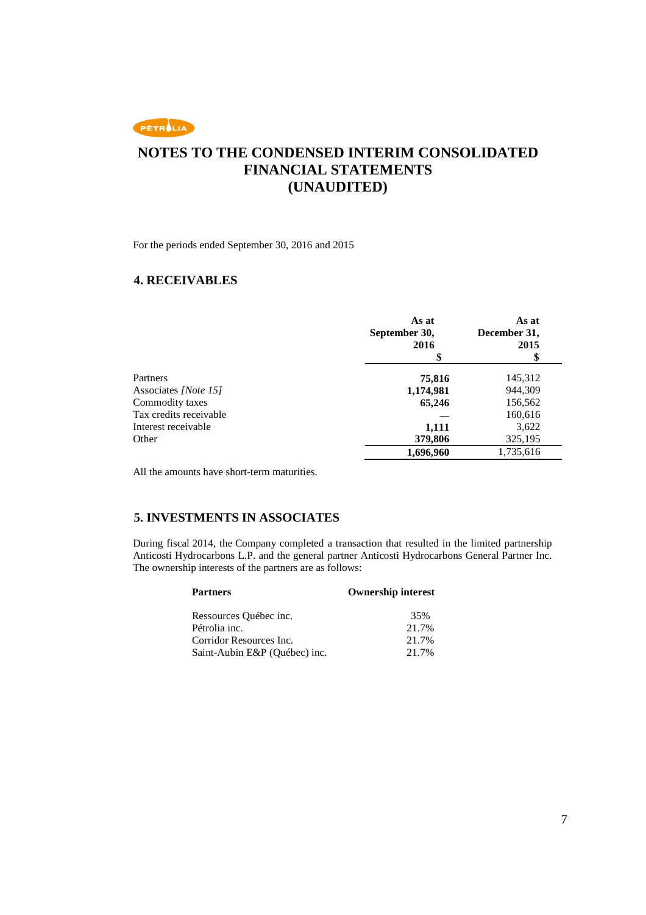# NOTES TO THE CONDENSED INTERIM CONSOLIDATED FINANCIAL STATEMENTS (UNAUDITED)

For the periods ended September 30, 2016 and 2015

## 4. RECEIVABLES

| | As at September 30, 2016 $ | As at December 31, 2015 $ |
|---|---|---|
| Partners | **75,816** | 145,312 |
| Associates *[Note 15]* | **1,174,981** | 944,309 |
| Commodity taxes | **65,246** | 156,562 |
| Tax credits receivable | — | 160,616 |
| Interest receivable | **1,111** | 3,622 |
| Other | **379,806** | 325,195 |
| | **1,696,960** | 1,735,616 |

All the amounts have short-term maturities.

## 5. INVESTMENTS IN ASSOCIATES

During fiscal 2014, the Company completed a transaction that resulted in the limited partnership Anticosti Hydrocarbons L.P. and the general partner Anticosti Hydrocarbons General Partner Inc. The ownership interests of the partners are as follows:

| Partners | Ownership interest |
|---|---|
| Ressources Québec inc. | 35% |
| Pétrolia inc. | 21.7% |
| Corridor Resources Inc. | 21.7% |
| Saint-Aubin E&P (Québec) inc. | 21.7% |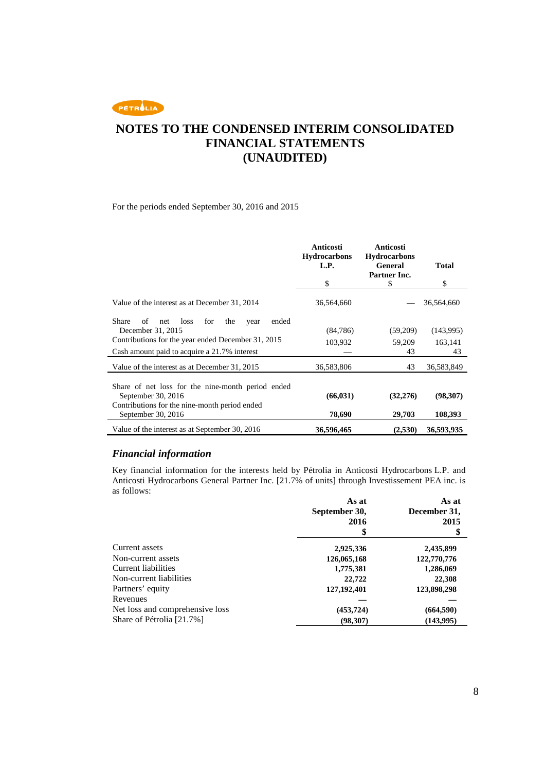# NOTES TO THE CONDENSED INTERIM CONSOLIDATED FINANCIAL STATEMENTS (UNAUDITED)

For the periods ended September 30, 2016 and 2015

| | Anticosti Hydrocarbons L.P. $ | Anticosti Hydrocarbons General Partner Inc. $ | Total $ |
|---|---|---|---|
| Value of the interest as at December 31, 2014 | 36,564,660 | — | 36,564,660 |
| Share of net loss for the year ended December 31, 2015 | (84,786) | (59,209) | (143,995) |
| Contributions for the year ended December 31, 2015 | 103,932 | 59,209 | 163,141 |
| Cash amount paid to acquire a 21.7% interest | — | 43 | 43 |
| Value of the interest as at December 31, 2015 | 36,583,806 | 43 | 36,583,849 |
| Share of net loss for the nine-month period ended September 30, 2016 | **(66,031)** | **(32,276)** | **(98,307)** |
| Contributions for the nine-month period ended September 30, 2016 | **78,690** | **29,703** | **108,393** |
| Value of the interest as at September 30, 2016 | **36,596,465** | **(2,530)** | **36,593,935** |

## *Financial information*

Key financial information for the interests held by Pétrolia in Anticosti Hydrocarbons L.P. and Anticosti Hydrocarbons General Partner Inc. [21.7% of units] through Investissement PEA inc. is as follows:

| | As at September 30, 2016 $ | As at December 31, 2015 $ |
|---|---|---|
| Current assets | **2,925,336** | **2,435,899** |
| Non-current assets | **126,065,168** | **122,770,776** |
| Current liabilities | **1,775,381** | **1,286,069** |
| Non-current liabilities | **22,722** | **22,308** |
| Partners' equity | **127,192,401** | **123,898,298** |
| Revenues | **—** | **—** |
| Net loss and comprehensive loss | **(453,724)** | **(664,590)** |
| Share of Pétrolia [21.7%] | **(98,307)** | **(143,995)** |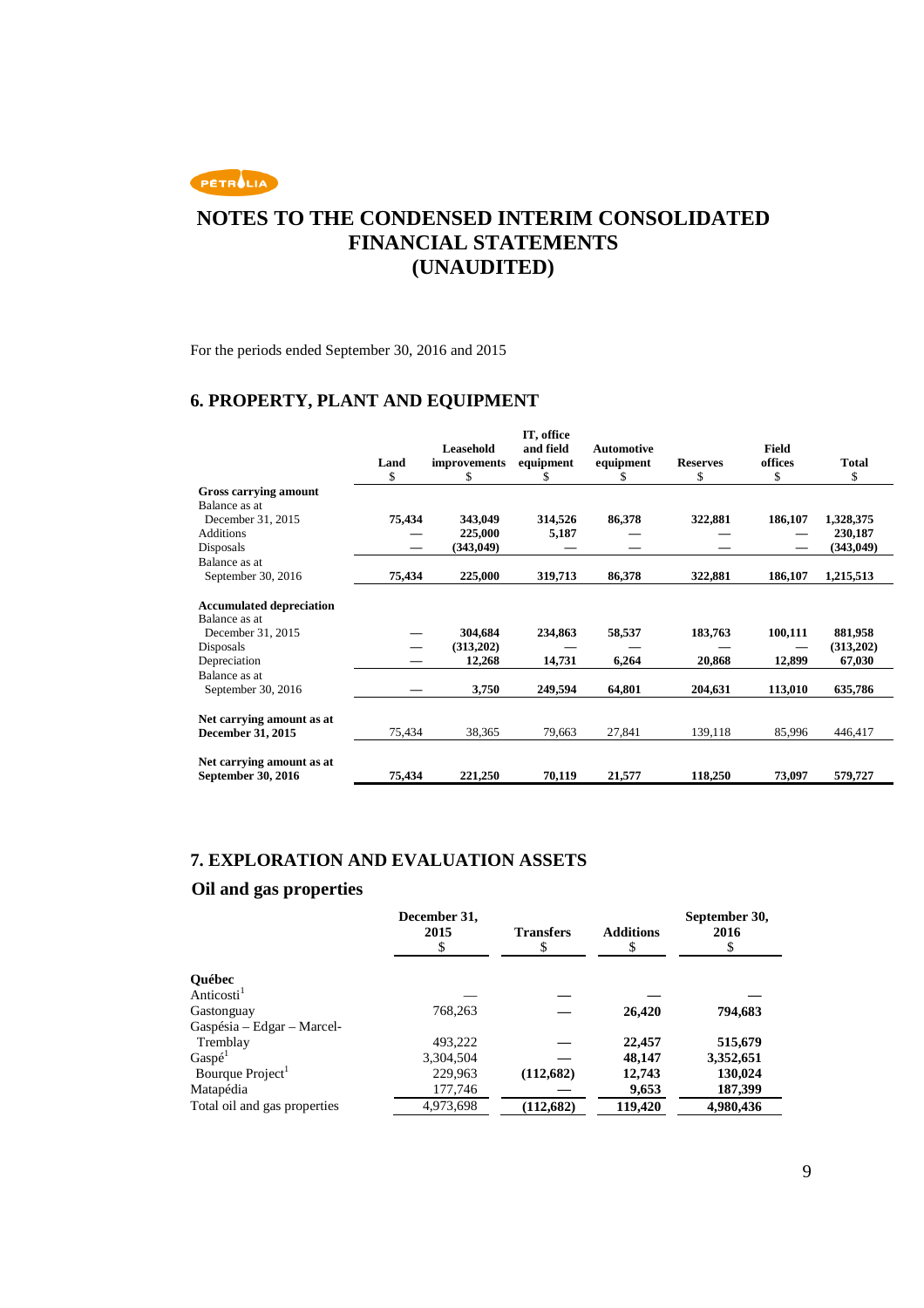PÉTROLIA

# NOTES TO THE CONDENSED INTERIM CONSOLIDATED FINANCIAL STATEMENTS (UNAUDITED)

For the periods ended September 30, 2016 and 2015

## 6. PROPERTY, PLANT AND EQUIPMENT

| | Land $ | Leasehold improvements $ | IT, office and field equipment $ | Automotive equipment $ | Reserves $ | Field offices $ | Total $ |
|---|---|---|---|---|---|---|---|
| **Gross carrying amount** | | | | | | | |
| Balance as at December 31, 2015 | **75,434** | **343,049** | **314,526** | **86,378** | **322,881** | **186,107** | **1,328,375** |
| Additions | — | **225,000** | **5,187** | — | — | — | **230,187** |
| Disposals | — | **(343,049)** | — | — | — | — | **(343,049)** |
| Balance as at September 30, 2016 | **75,434** | **225,000** | **319,713** | **86,378** | **322,881** | **186,107** | **1,215,513** |
| **Accumulated depreciation** | | | | | | | |
| Balance as at December 31, 2015 | — | **304,684** | **234,863** | **58,537** | **183,763** | **100,111** | **881,958** |
| Disposals | — | **(313,202)** | — | — | — | — | **(313,202)** |
| Depreciation | — | **12,268** | **14,731** | **6,264** | **20,868** | **12,899** | **67,030** |
| Balance as at September 30, 2016 | — | **3,750** | **249,594** | **64,801** | **204,631** | **113,010** | **635,786** |
| **Net carrying amount as at December 31, 2015** | 75,434 | 38,365 | 79,663 | 27,841 | 139,118 | 85,996 | 446,417 |
| **Net carrying amount as at September 30, 2016** | **75,434** | **221,250** | **70,119** | **21,577** | **118,250** | **73,097** | **579,727** |

## 7. EXPLORATION AND EVALUATION ASSETS

### Oil and gas properties

| | December 31, 2015 $ | Transfers $ | Additions $ | September 30, 2016 $ |
|---|---|---|---|---|
| **Québec** | | | | |
| Anticosti[1] | — | — | — | — |
| Gastonguay | 768,263 | — | **26,420** | **794,683** |
| Gaspésia – Edgar – Marcel-Tremblay | 493,222 | — | **22,457** | **515,679** |
| Gaspé[1] | 3,304,504 | — | **48,147** | **3,352,651** |
| Bourque Project[1] | 229,963 | **(112,682)** | **12,743** | **130,024** |
| Matapédia | 177,746 | — | **9,653** | **187,399** |
| Total oil and gas properties | 4,973,698 | **(112,682)** | **119,420** | **4,980,436** |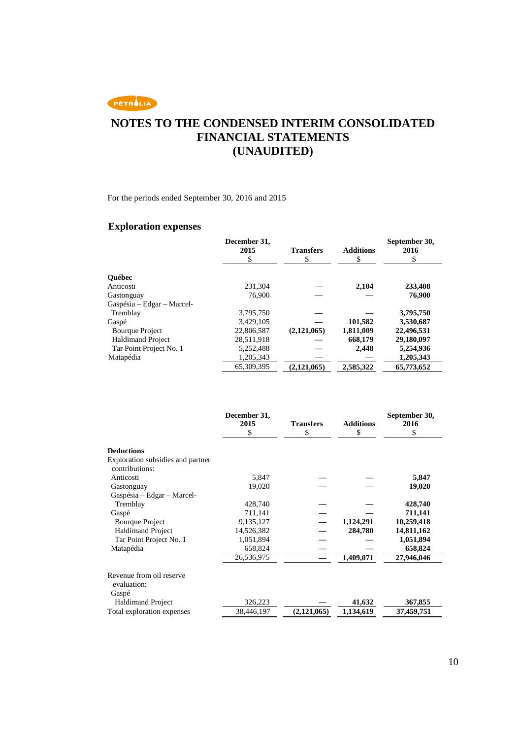# NOTES TO THE CONDENSED INTERIM CONSOLIDATED FINANCIAL STATEMENTS (UNAUDITED)

For the periods ended September 30, 2016 and 2015

## Exploration expenses

| | December 31, 2015 $ | Transfers $ | Additions $ | September 30, 2016 $ |
|---|---|---|---|---|
| **Québec** | | | | |
| Anticosti | 231,304 | — | **2,104** | **233,408** |
| Gastonguay | 76,900 | — | — | **76,900** |
| Gaspésia – Edgar – Marcel-Tremblay | 3,795,750 | — | — | **3,795,750** |
| Gaspé | 3,429,105 | — | **101,582** | **3,530,687** |
| Bourque Project | 22,806,587 | **(2,121,065)** | **1,811,009** | **22,496,531** |
| Haldimand Project | 28,511,918 | — | **668,179** | **29,180,097** |
| Tar Point Project No. 1 | 5,252,488 | — | **2,448** | **5,254,936** |
| Matapédia | 1,205,343 | — | — | **1,205,343** |
| | 65,309,395 | **(2,121,065)** | **2,585,322** | **65,773,652** |

| | December 31, 2015 $ | Transfers $ | Additions $ | September 30, 2016 $ |
|---|---|---|---|---|
| **Deductions** | | | | |
| Exploration subsidies and partner contributions: | | | | |
| Anticosti | 5,847 | — | — | **5,847** |
| Gastonguay | 19,020 | — | — | **19,020** |
| Gaspésia – Edgar – Marcel-Tremblay | 428,740 | — | — | **428,740** |
| Gaspé | 711,141 | — | — | **711,141** |
| Bourque Project | 9,135,127 | — | **1,124,291** | **10,259,418** |
| Haldimand Project | 14,526,382 | — | **284,780** | **14,811,162** |
| Tar Point Project No. 1 | 1,051,894 | — | — | **1,051,894** |
| Matapédia | 658,824 | — | — | **658,824** |
| | 26,536,975 | — | **1,409,071** | **27,946,046** |
| Revenue from oil reserve evaluation: | | | | |
| Gaspé | | | | |
| Haldimand Project | 326,223 | — | **41,632** | **367,855** |
| Total exploration expenses | 38,446,197 | **(2,121,065)** | **1,134,619** | **37,459,751** |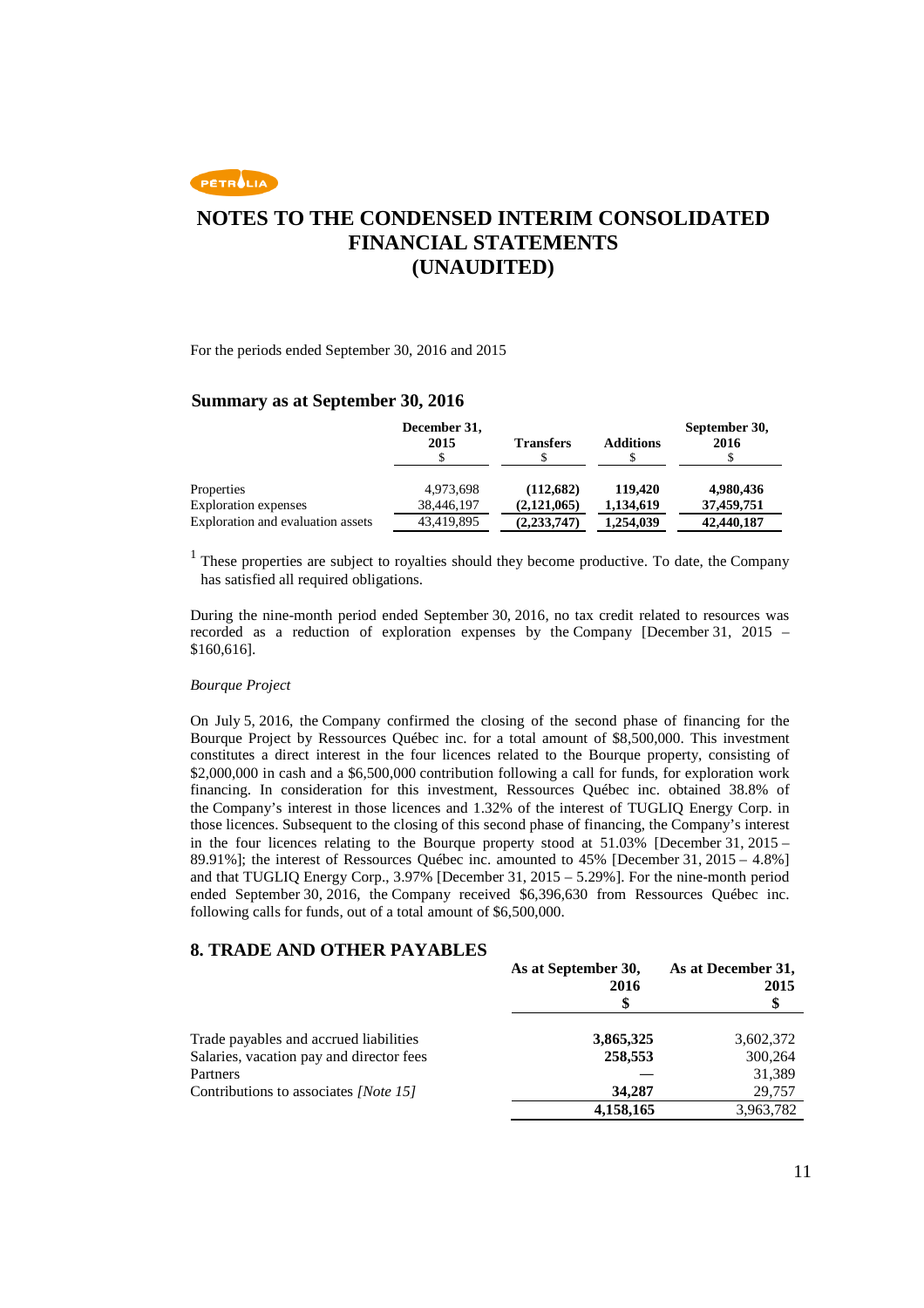# NOTES TO THE CONDENSED INTERIM CONSOLIDATED FINANCIAL STATEMENTS (UNAUDITED)

For the periods ended September 30, 2016 and 2015

### Summary as at September 30, 2016

| | December 31, 2015 $ | Transfers $ | Additions $ | September 30, 2016 $ |
|---|---|---|---|---|
| Properties | 4,973,698 | **(112,682)** | **119,420** | **4,980,436** |
| Exploration expenses | 38,446,197 | **(2,121,065)** | **1,134,619** | **37,459,751** |
| Exploration and evaluation assets | 43,419,895 | **(2,233,747)** | **1,254,039** | **42,440,187** |

[1] These properties are subject to royalties should they become productive. To date, the Company has satisfied all required obligations.

During the nine-month period ended September 30, 2016, no tax credit related to resources was recorded as a reduction of exploration expenses by the Company [December 31, 2015 – $160,616].

*Bourque Project*

On July 5, 2016, the Company confirmed the closing of the second phase of financing for the Bourque Project by Ressources Québec inc. for a total amount of $8,500,000. This investment constitutes a direct interest in the four licences related to the Bourque property, consisting of $2,000,000 in cash and a $6,500,000 contribution following a call for funds, for exploration work financing. In consideration for this investment, Ressources Québec inc. obtained 38.8% of the Company's interest in those licences and 1.32% of the interest of TUGLIQ Energy Corp. in those licences. Subsequent to the closing of this second phase of financing, the Company's interest in the four licences relating to the Bourque property stood at 51.03% [December 31, 2015 – 89.91%]; the interest of Ressources Québec inc. amounted to 45% [December 31, 2015 – 4.8%] and that TUGLIQ Energy Corp., 3.97% [December 31, 2015 – 5.29%]. For the nine-month period ended September 30, 2016, the Company received $6,396,630 from Ressources Québec inc. following calls for funds, out of a total amount of $6,500,000.

## 8. TRADE AND OTHER PAYABLES

| | As at September 30, 2016 $ | As at December 31, 2015 $ |
|---|---|---|
| Trade payables and accrued liabilities | **3,865,325** | 3,602,372 |
| Salaries, vacation pay and director fees | **258,553** | 300,264 |
| Partners | — | 31,389 |
| Contributions to associates *[Note 15]* | **34,287** | 29,757 |
| | **4,158,165** | 3,963,782 |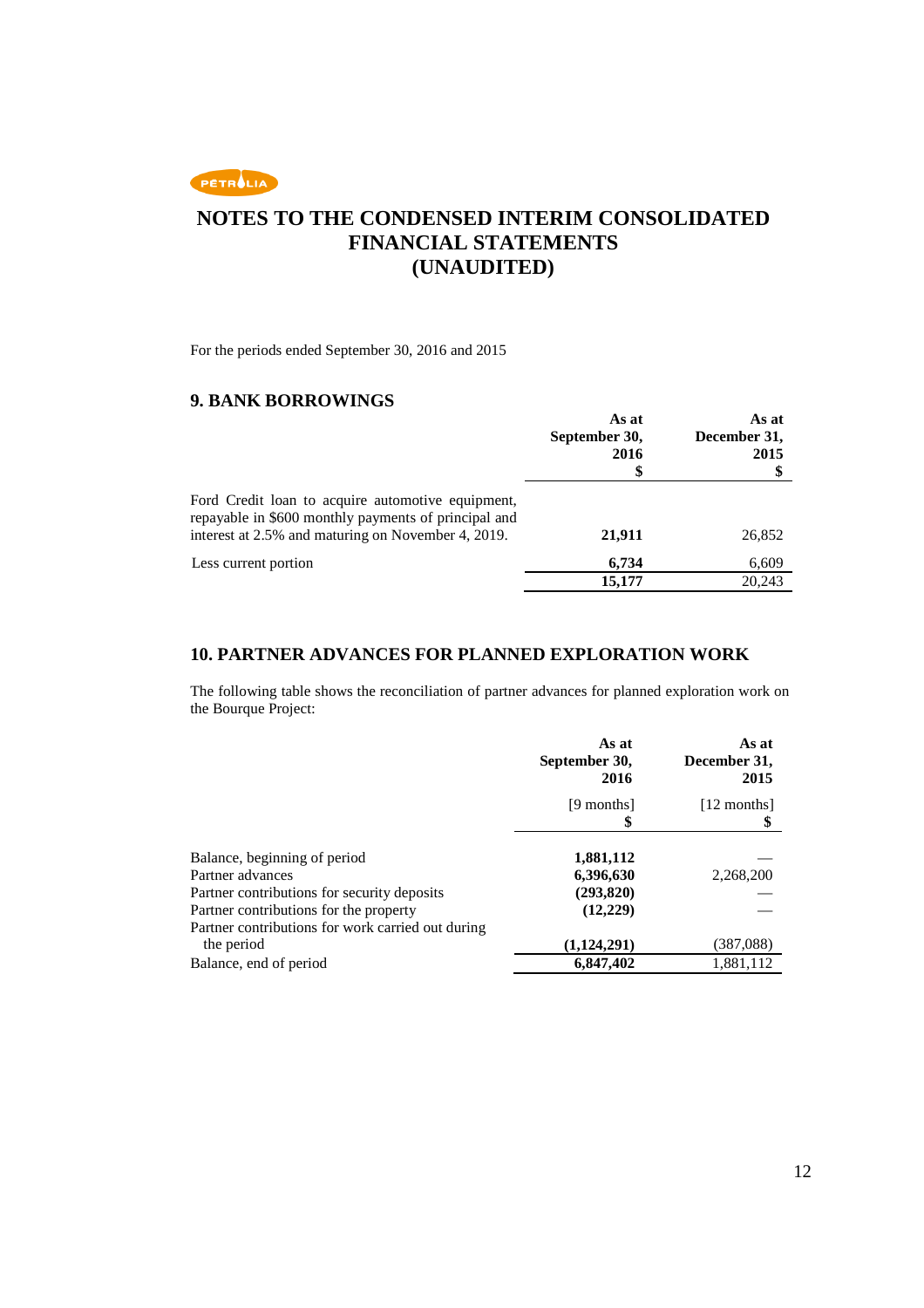# NOTES TO THE CONDENSED INTERIM CONSOLIDATED FINANCIAL STATEMENTS (UNAUDITED)

For the periods ended September 30, 2016 and 2015

## 9. BANK BORROWINGS

| | As at September 30, 2016 $ | As at December 31, 2015 $ |
|---|---|---|
| Ford Credit loan to acquire automotive equipment, repayable in $600 monthly payments of principal and interest at 2.5% and maturing on November 4, 2019. | **21,911** | 26,852 |
| Less current portion | **6,734** | 6,609 |
| | **15,177** | 20,243 |

## 10. PARTNER ADVANCES FOR PLANNED EXPLORATION WORK

The following table shows the reconciliation of partner advances for planned exploration work on the Bourque Project:

| | As at September 30, 2016 | As at December 31, 2015 |
|---|---|---|
| | [9 months] $ | [12 months] $ |
| Balance, beginning of period | **1,881,112** | — |
| Partner advances | **6,396,630** | 2,268,200 |
| Partner contributions for security deposits | **(293,820)** | — |
| Partner contributions for the property | **(12,229)** | — |
| Partner contributions for work carried out during the period | **(1,124,291)** | (387,088) |
| Balance, end of period | **6,847,402** | 1,881,112 |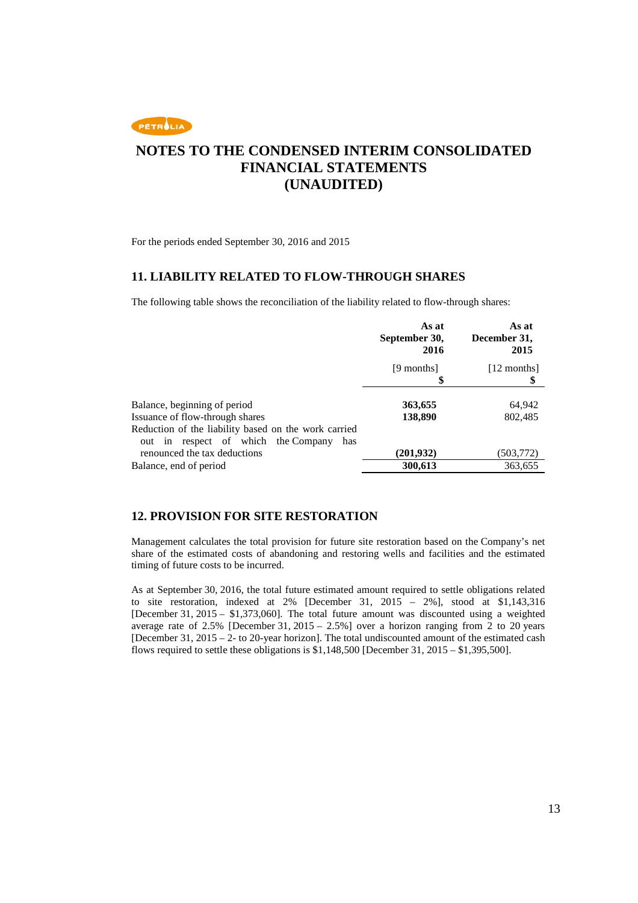# NOTES TO THE CONDENSED INTERIM CONSOLIDATED FINANCIAL STATEMENTS (UNAUDITED)

For the periods ended September 30, 2016 and 2015

## 11. LIABILITY RELATED TO FLOW-THROUGH SHARES

The following table shows the reconciliation of the liability related to flow-through shares:

| | **As at September 30, 2016** | **As at December 31, 2015** |
|---|---|---|
| | [9 months] **$** | [12 months] **$** |
| Balance, beginning of period | **363,655** | 64,942 |
| Issuance of flow-through shares | **138,890** | 802,485 |
| Reduction of the liability based on the work carried out in respect of which the Company has renounced the tax deductions | **(201,932)** | (503,772) |
| Balance, end of period | **300,613** | 363,655 |

## 12. PROVISION FOR SITE RESTORATION

Management calculates the total provision for future site restoration based on the Company's net share of the estimated costs of abandoning and restoring wells and facilities and the estimated timing of future costs to be incurred.

As at September 30, 2016, the total future estimated amount required to settle obligations related to site restoration, indexed at 2% [December 31, 2015 – 2%], stood at $1,143,316 [December 31, 2015 – $1,373,060]. The total future amount was discounted using a weighted average rate of 2.5% [December 31, 2015 – 2.5%] over a horizon ranging from 2 to 20 years [December 31, 2015 – 2- to 20-year horizon]. The total undiscounted amount of the estimated cash flows required to settle these obligations is $1,148,500 [December 31, 2015 – $1,395,500].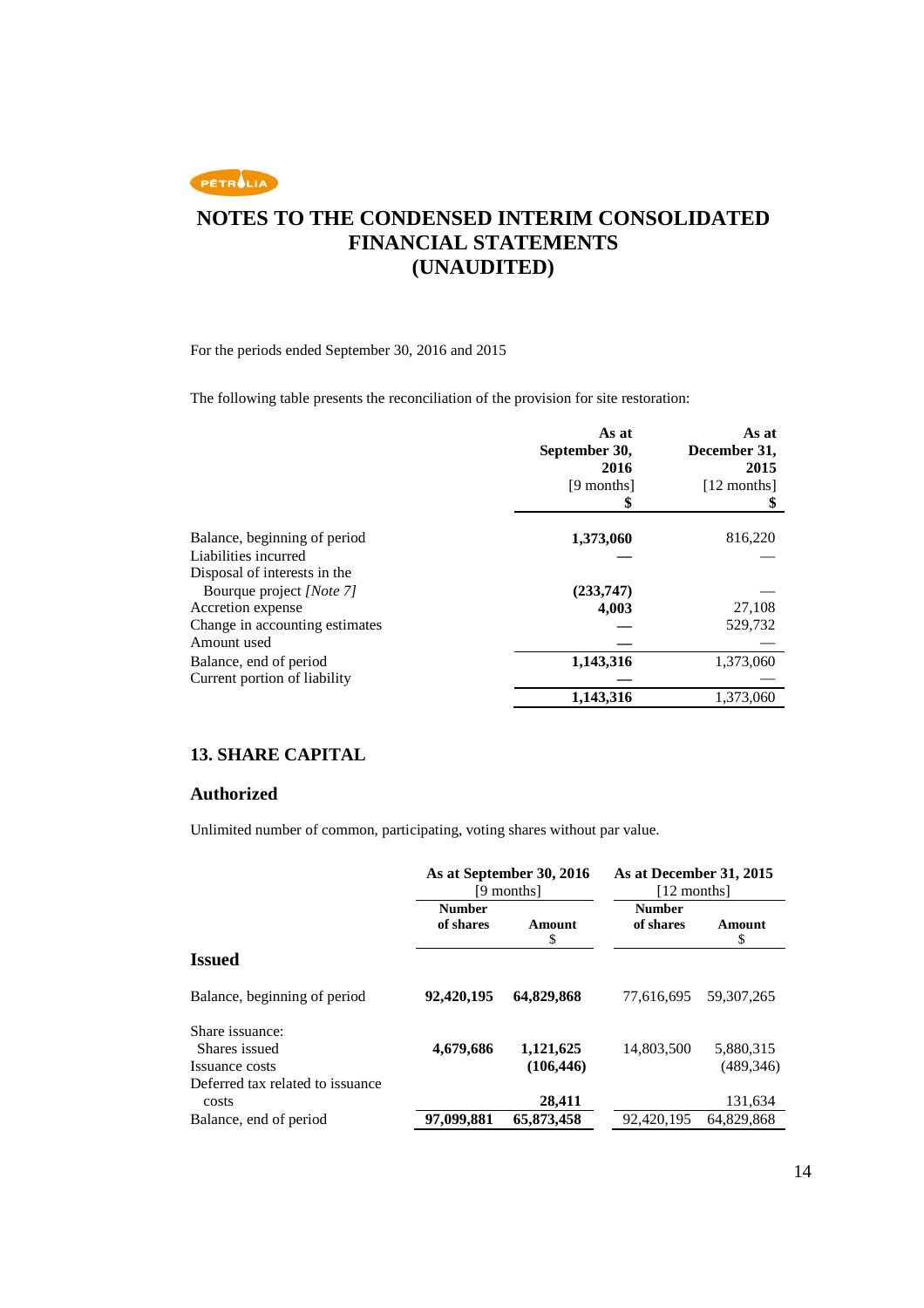# NOTES TO THE CONDENSED INTERIM CONSOLIDATED FINANCIAL STATEMENTS (UNAUDITED)

For the periods ended September 30, 2016 and 2015

The following table presents the reconciliation of the provision for site restoration:

| | As at September 30, 2016 [9 months] $ | As at December 31, 2015 [12 months] $ |
|---|---|---|
| Balance, beginning of period | **1,373,060** | 816,220 |
| Liabilities incurred | **—** | — |
| Disposal of interests in the Bourque project *[Note 7]* | **(233,747)** | — |
| Accretion expense | **4,003** | 27,108 |
| Change in accounting estimates | **—** | 529,732 |
| Amount used | **—** | — |
| Balance, end of period | **1,143,316** | 1,373,060 |
| Current portion of liability | **—** | — |
| | **1,143,316** | 1,373,060 |

## 13. SHARE CAPITAL

### Authorized

Unlimited number of common, participating, voting shares without par value.

| | As at September 30, 2016 [9 months] | | As at December 31, 2015 [12 months] | |
|---|---|---|---|---|
| | Number of shares | Amount $ | Number of shares | Amount $ |
| **Issued** | | | | |
| Balance, beginning of period | **92,420,195** | **64,829,868** | 77,616,695 | 59,307,265 |
| Share issuance: | | | | |
| Shares issued | **4,679,686** | **1,121,625** | 14,803,500 | 5,880,315 |
| Issuance costs | | **(106,446)** | | (489,346) |
| Deferred tax related to issuance costs | | **28,411** | | 131,634 |
| Balance, end of period | **97,099,881** | **65,873,458** | 92,420,195 | 64,829,868 |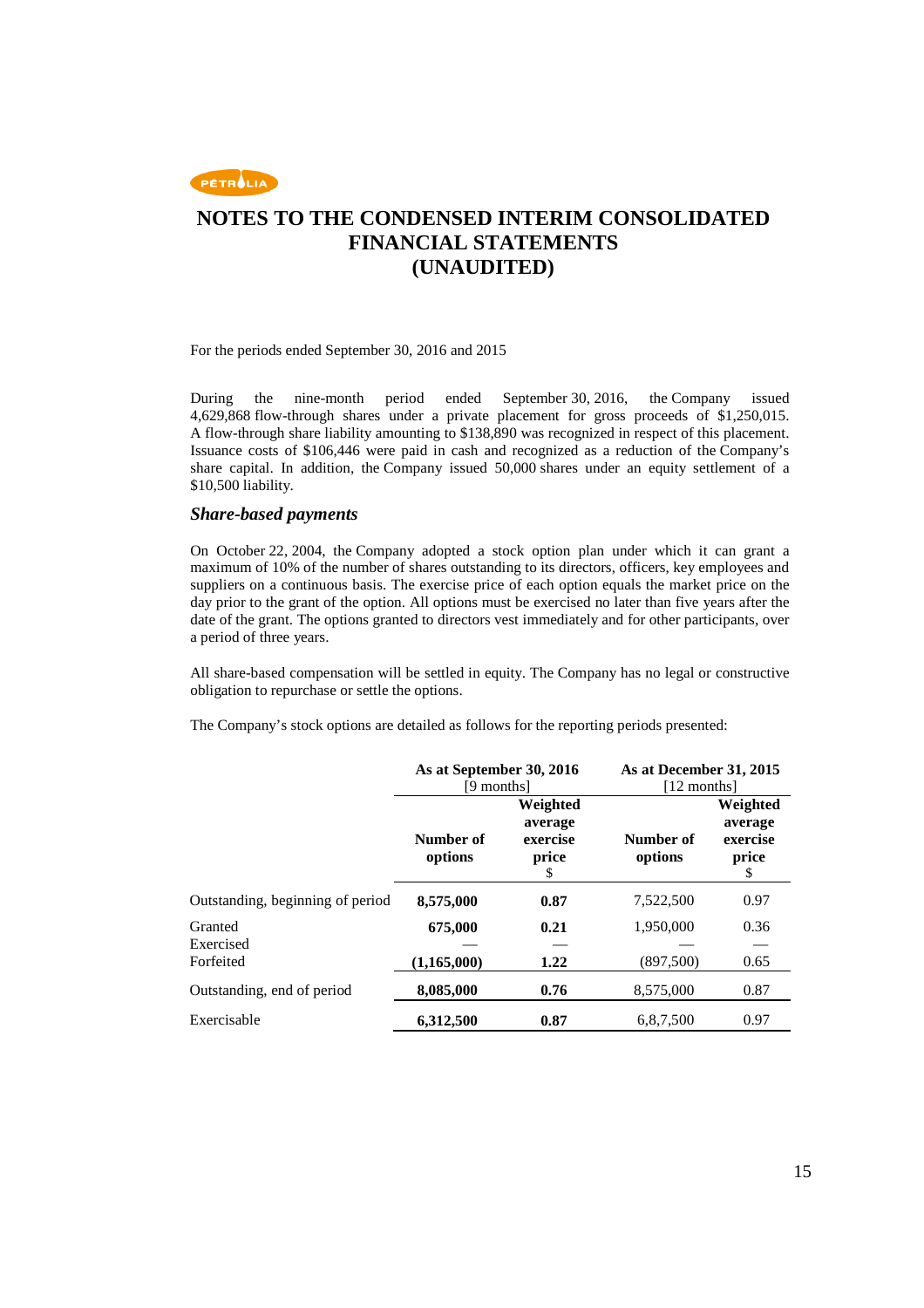# NOTES TO THE CONDENSED INTERIM CONSOLIDATED FINANCIAL STATEMENTS (UNAUDITED)

For the periods ended September 30, 2016 and 2015

During the nine-month period ended September 30, 2016, the Company issued 4,629,868 flow-through shares under a private placement for gross proceeds of $1,250,015. A flow-through share liability amounting to $138,890 was recognized in respect of this placement. Issuance costs of $106,446 were paid in cash and recognized as a reduction of the Company's share capital. In addition, the Company issued 50,000 shares under an equity settlement of a $10,500 liability.

### *Share-based payments*

On October 22, 2004, the Company adopted a stock option plan under which it can grant a maximum of 10% of the number of shares outstanding to its directors, officers, key employees and suppliers on a continuous basis. The exercise price of each option equals the market price on the day prior to the grant of the option. All options must be exercised no later than five years after the date of the grant. The options granted to directors vest immediately and for other participants, over a period of three years.

All share-based compensation will be settled in equity. The Company has no legal or constructive obligation to repurchase or settle the options.

The Company's stock options are detailed as follows for the reporting periods presented:

| | As at September 30, 2016 [9 months] | | As at December 31, 2015 [12 months] | |
|---|---|---|---|---|
| | **Number of options** | **Weighted average exercise price** $ | **Number of options** | **Weighted average exercise price** $ |
| Outstanding, beginning of period | **8,575,000** | **0.87** | 7,522,500 | 0.97 |
| Granted | **675,000** | **0.21** | 1,950,000 | 0.36 |
| Exercised | — | — | — | — |
| Forfeited | **(1,165,000)** | **1.22** | (897,500) | 0.65 |
| Outstanding, end of period | **8,085,000** | **0.76** | 8,575,000 | 0.87 |
| Exercisable | **6,312,500** | **0.87** | 6,8,7,500 | 0.97 |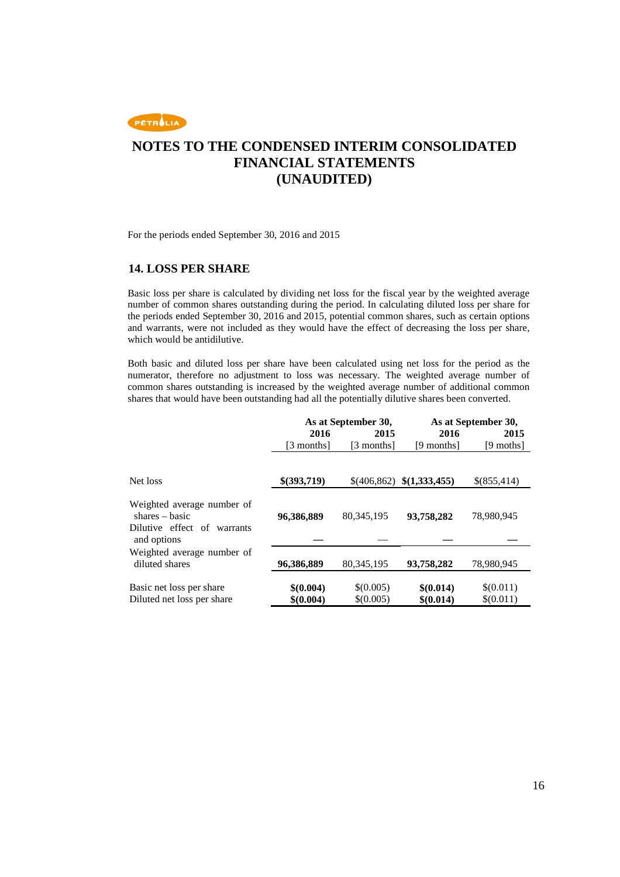# NOTES TO THE CONDENSED INTERIM CONSOLIDATED FINANCIAL STATEMENTS (UNAUDITED)

For the periods ended September 30, 2016 and 2015

## 14. LOSS PER SHARE

Basic loss per share is calculated by dividing net loss for the fiscal year by the weighted average number of common shares outstanding during the period. In calculating diluted loss per share for the periods ended September 30, 2016 and 2015, potential common shares, such as certain options and warrants, were not included as they would have the effect of decreasing the loss per share, which would be antidilutive.

Both basic and diluted loss per share have been calculated using net loss for the period as the numerator, therefore no adjustment to loss was necessary. The weighted average number of common shares outstanding is increased by the weighted average number of additional common shares that would have been outstanding had all the potentially dilutive shares been converted.

| | As at September 30, | | As at September 30, | |
|---|---|---|---|---|
| | **2016** | **2015** | **2016** | **2015** |
| | [3 months] | [3 months] | [9 months] | [9 moths] |
| Net loss | **$(393,719)** | $(406,862) | **$(1,333,455)** | $(855,414) |
| Weighted average number of shares – basic | **96,386,889** | 80,345,195 | **93,758,282** | 78,980,945 |
| Dilutive effect of warrants and options | — | — | — | — |
| Weighted average number of diluted shares | **96,386,889** | 80,345,195 | **93,758,282** | 78,980,945 |
| Basic net loss per share | **$(0.004)** | $(0.005) | **$(0.014)** | $(0.011) |
| Diluted net loss per share | **$(0.004)** | $(0.005) | **$(0.014)** | $(0.011) |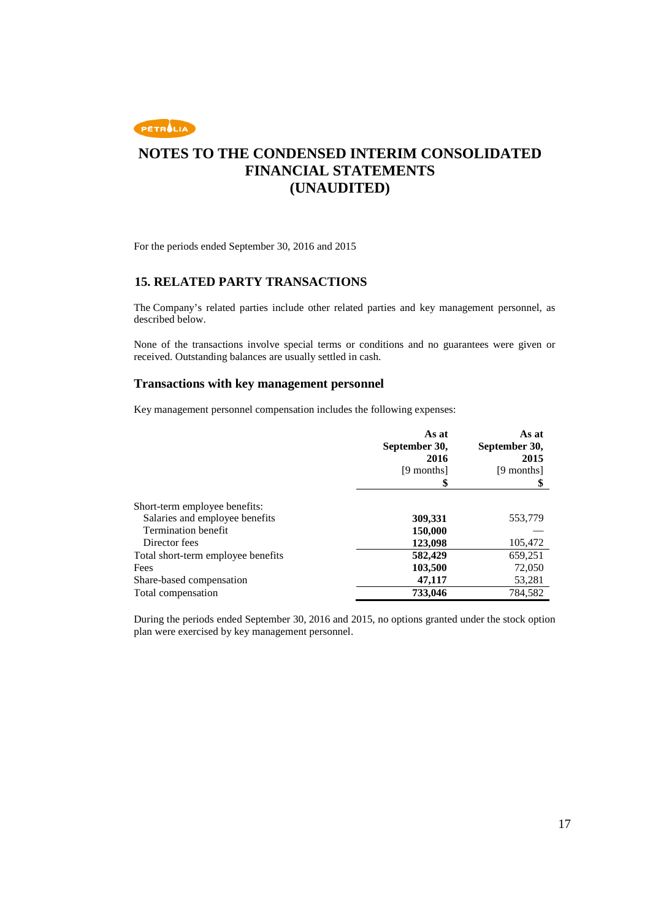# NOTES TO THE CONDENSED INTERIM CONSOLIDATED FINANCIAL STATEMENTS (UNAUDITED)

For the periods ended September 30, 2016 and 2015

## 15. RELATED PARTY TRANSACTIONS

The Company's related parties include other related parties and key management personnel, as described below.

None of the transactions involve special terms or conditions and no guarantees were given or received. Outstanding balances are usually settled in cash.

### Transactions with key management personnel

Key management personnel compensation includes the following expenses:

| | **As at September 30, 2016** [9 months] **$** | **As at September 30, 2015** [9 months] **$** |
|---|---|---|
| Short-term employee benefits: | | |
| Salaries and employee benefits | **309,331** | 553,779 |
| Termination benefit | **150,000** | — |
| Director fees | **123,098** | 105,472 |
| Total short-term employee benefits | **582,429** | 659,251 |
| Fees | **103,500** | 72,050 |
| Share-based compensation | **47,117** | 53,281 |
| Total compensation | **733,046** | 784,582 |

During the periods ended September 30, 2016 and 2015, no options granted under the stock option plan were exercised by key management personnel.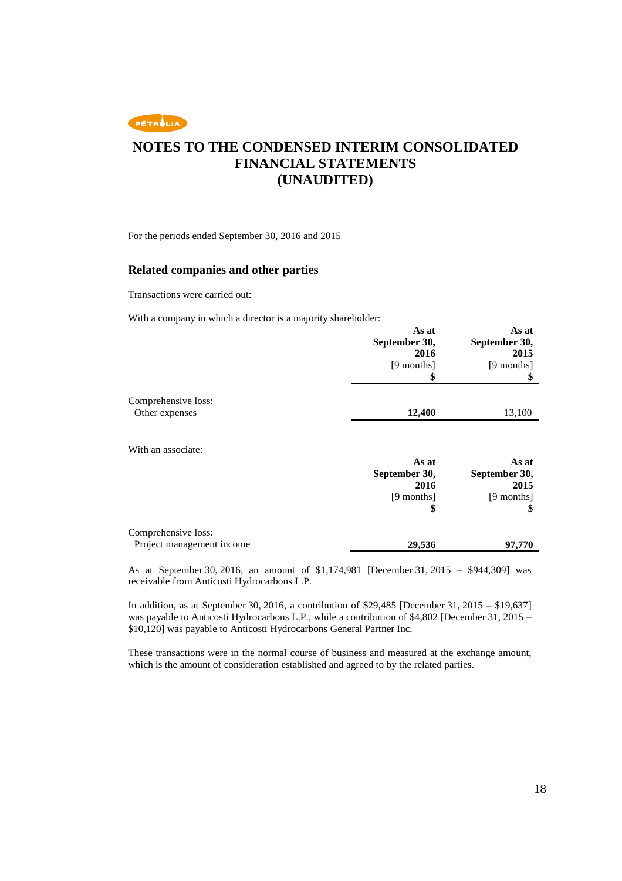# NOTES TO THE CONDENSED INTERIM CONSOLIDATED FINANCIAL STATEMENTS (UNAUDITED)

For the periods ended September 30, 2016 and 2015

## Related companies and other parties

Transactions were carried out:

With a company in which a director is a majority shareholder:

| | As at September 30, 2016 [9 months] $ | As at September 30, 2015 [9 months] $ |
|---|---|---|
| Comprehensive loss: | | |
| Other expenses | **12,400** | 13,100 |

With an associate:

| | As at September 30, 2016 [9 months] $ | As at September 30, 2015 [9 months] $ |
|---|---|---|
| Comprehensive loss: | | |
| Project management income | **29,536** | **97,770** |

As at September 30, 2016, an amount of $1,174,981 [December 31, 2015 – $944,309] was receivable from Anticosti Hydrocarbons L.P.

In addition, as at September 30, 2016, a contribution of $29,485 [December 31, 2015 – $19,637] was payable to Anticosti Hydrocarbons L.P., while a contribution of $4,802 [December 31, 2015 – $10,120] was payable to Anticosti Hydrocarbons General Partner Inc.

These transactions were in the normal course of business and measured at the exchange amount, which is the amount of consideration established and agreed to by the related parties.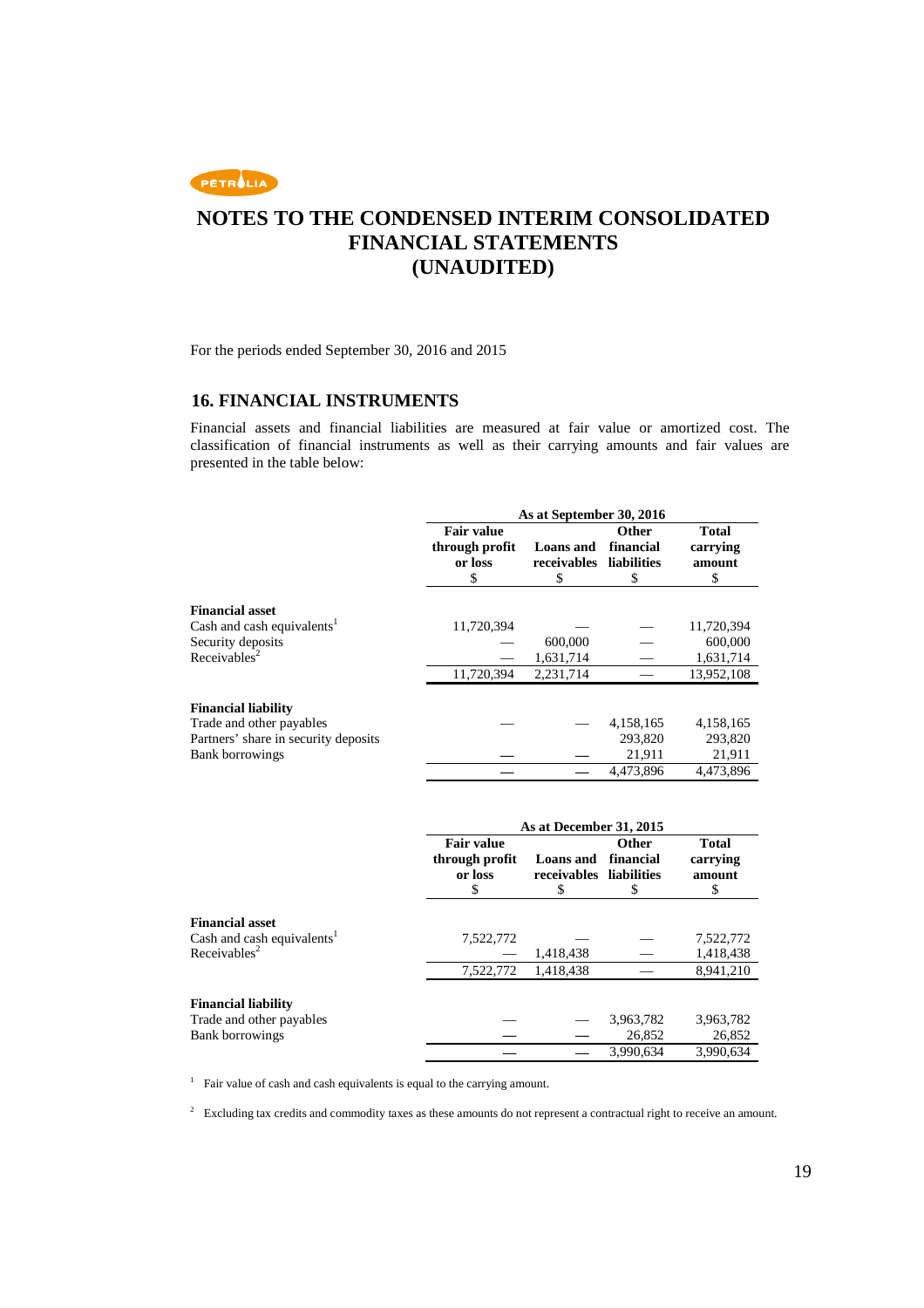# NOTES TO THE CONDENSED INTERIM CONSOLIDATED FINANCIAL STATEMENTS (UNAUDITED)

For the periods ended September 30, 2016 and 2015

## 16. FINANCIAL INSTRUMENTS

Financial assets and financial liabilities are measured at fair value or amortized cost. The classification of financial instruments as well as their carrying amounts and fair values are presented in the table below:

| | As at September 30, 2016 | | | |
|---|---|---|---|---|
| | Fair value through profit or loss $ | Loans and receivables $ | Other financial liabilities $ | Total carrying amount $ |
| **Financial asset** | | | | |
| Cash and cash equivalents[1] | 11,720,394 | — | — | 11,720,394 |
| Security deposits | — | 600,000 | — | 600,000 |
| Receivables[2] | — | 1,631,714 | — | 1,631,714 |
| | 11,720,394 | 2,231,714 | — | 13,952,108 |
| **Financial liability** | | | | |
| Trade and other payables | — | — | 4,158,165 | 4,158,165 |
| Partners' share in security deposits | | | 293,820 | 293,820 |
| Bank borrowings | — | — | 21,911 | 21,911 |
| | — | — | 4,473,896 | 4,473,896 |

| | As at December 31, 2015 | | | |
|---|---|---|---|---|
| | Fair value through profit or loss $ | Loans and receivables $ | Other financial liabilities $ | Total carrying amount $ |
| **Financial asset** | | | | |
| Cash and cash equivalents[1] | 7,522,772 | — | — | 7,522,772 |
| Receivables[2] | — | 1,418,438 | — | 1,418,438 |
| | 7,522,772 | 1,418,438 | — | 8,941,210 |
| **Financial liability** | | | | |
| Trade and other payables | — | — | 3,963,782 | 3,963,782 |
| Bank borrowings | — | — | 26,852 | 26,852 |
| | — | — | 3,990,634 | 3,990,634 |

[1] Fair value of cash and cash equivalents is equal to the carrying amount.

[2] Excluding tax credits and commodity taxes as these amounts do not represent a contractual right to receive an amount.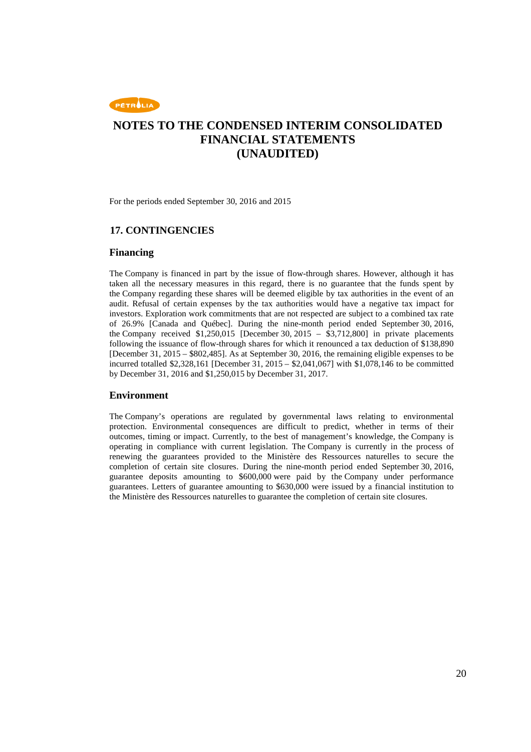# NOTES TO THE CONDENSED INTERIM CONSOLIDATED FINANCIAL STATEMENTS (UNAUDITED)

For the periods ended September 30, 2016 and 2015

## 17. CONTINGENCIES

### Financing

The Company is financed in part by the issue of flow-through shares. However, although it has taken all the necessary measures in this regard, there is no guarantee that the funds spent by the Company regarding these shares will be deemed eligible by tax authorities in the event of an audit. Refusal of certain expenses by the tax authorities would have a negative tax impact for investors. Exploration work commitments that are not respected are subject to a combined tax rate of 26.9% [Canada and Québec]. During the nine-month period ended September 30, 2016, the Company received $1,250,015 [December 30, 2015 – $3,712,800] in private placements following the issuance of flow-through shares for which it renounced a tax deduction of $138,890 [December 31, 2015 – $802,485]. As at September 30, 2016, the remaining eligible expenses to be incurred totalled $2,328,161 [December 31, 2015 – $2,041,067] with $1,078,146 to be committed by December 31, 2016 and $1,250,015 by December 31, 2017.

### Environment

The Company's operations are regulated by governmental laws relating to environmental protection. Environmental consequences are difficult to predict, whether in terms of their outcomes, timing or impact. Currently, to the best of management's knowledge, the Company is operating in compliance with current legislation. The Company is currently in the process of renewing the guarantees provided to the Ministère des Ressources naturelles to secure the completion of certain site closures. During the nine-month period ended September 30, 2016, guarantee deposits amounting to $600,000 were paid by the Company under performance guarantees. Letters of guarantee amounting to $630,000 were issued by a financial institution to the Ministère des Ressources naturelles to guarantee the completion of certain site closures.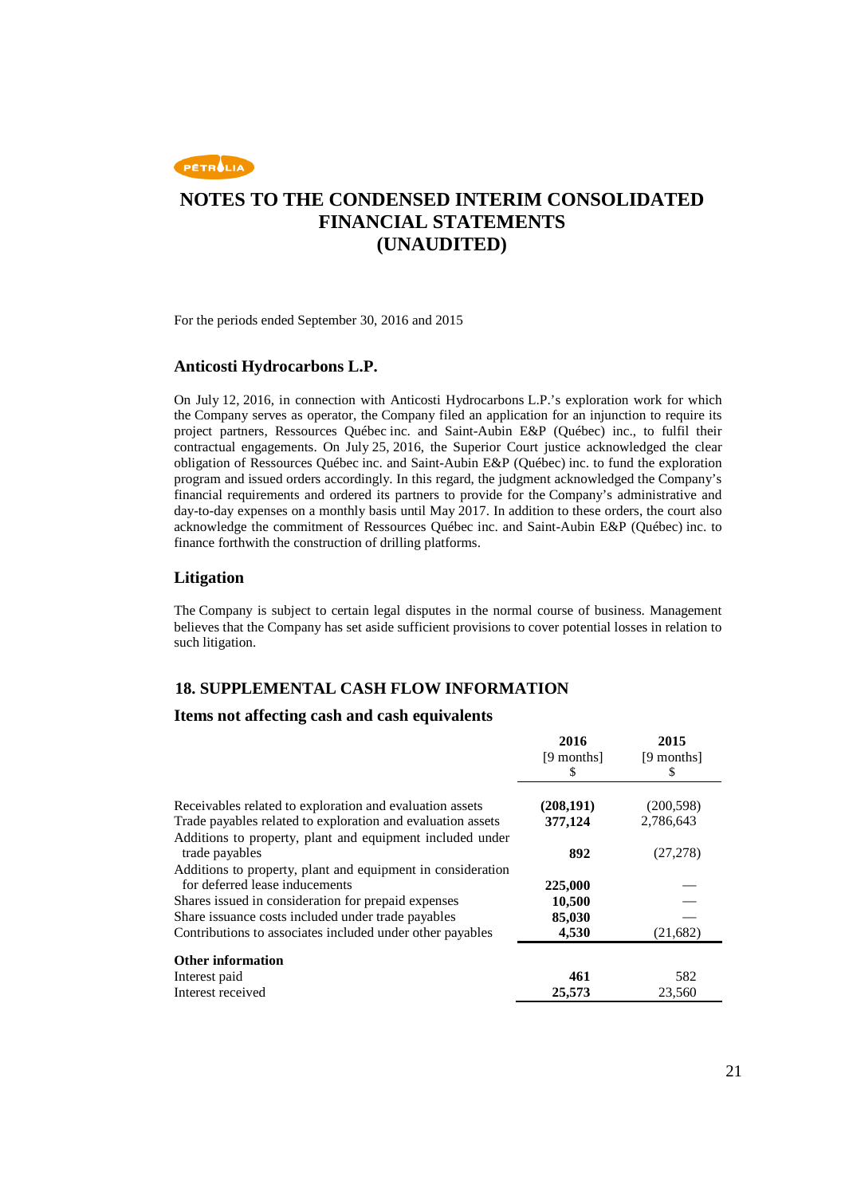# NOTES TO THE CONDENSED INTERIM CONSOLIDATED FINANCIAL STATEMENTS (UNAUDITED)

For the periods ended September 30, 2016 and 2015

### Anticosti Hydrocarbons L.P.

On July 12, 2016, in connection with Anticosti Hydrocarbons L.P.'s exploration work for which the Company serves as operator, the Company filed an application for an injunction to require its project partners, Ressources Québec inc. and Saint-Aubin E&P (Québec) inc., to fulfil their contractual engagements. On July 25, 2016, the Superior Court justice acknowledged the clear obligation of Ressources Québec inc. and Saint-Aubin E&P (Québec) inc. to fund the exploration program and issued orders accordingly. In this regard, the judgment acknowledged the Company's financial requirements and ordered its partners to provide for the Company's administrative and day-to-day expenses on a monthly basis until May 2017. In addition to these orders, the court also acknowledge the commitment of Ressources Québec inc. and Saint-Aubin E&P (Québec) inc. to finance forthwith the construction of drilling platforms.

### Litigation

The Company is subject to certain legal disputes in the normal course of business. Management believes that the Company has set aside sufficient provisions to cover potential losses in relation to such litigation.

## 18. SUPPLEMENTAL CASH FLOW INFORMATION

### Items not affecting cash and cash equivalents

| | 2016 [9 months] $ | 2015 [9 months] $ |
|---|---|---|
| Receivables related to exploration and evaluation assets | **(208,191)** | (200,598) |
| Trade payables related to exploration and evaluation assets | **377,124** | 2,786,643 |
| Additions to property, plant and equipment included under trade payables | **892** | (27,278) |
| Additions to property, plant and equipment in consideration for deferred lease inducements | **225,000** | — |
| Shares issued in consideration for prepaid expenses | **10,500** | — |
| Share issuance costs included under trade payables | **85,030** | — |
| Contributions to associates included under other payables | **4,530** | (21,682) |
| **Other information** | | |
| Interest paid | **461** | 582 |
| Interest received | **25,573** | 23,560 |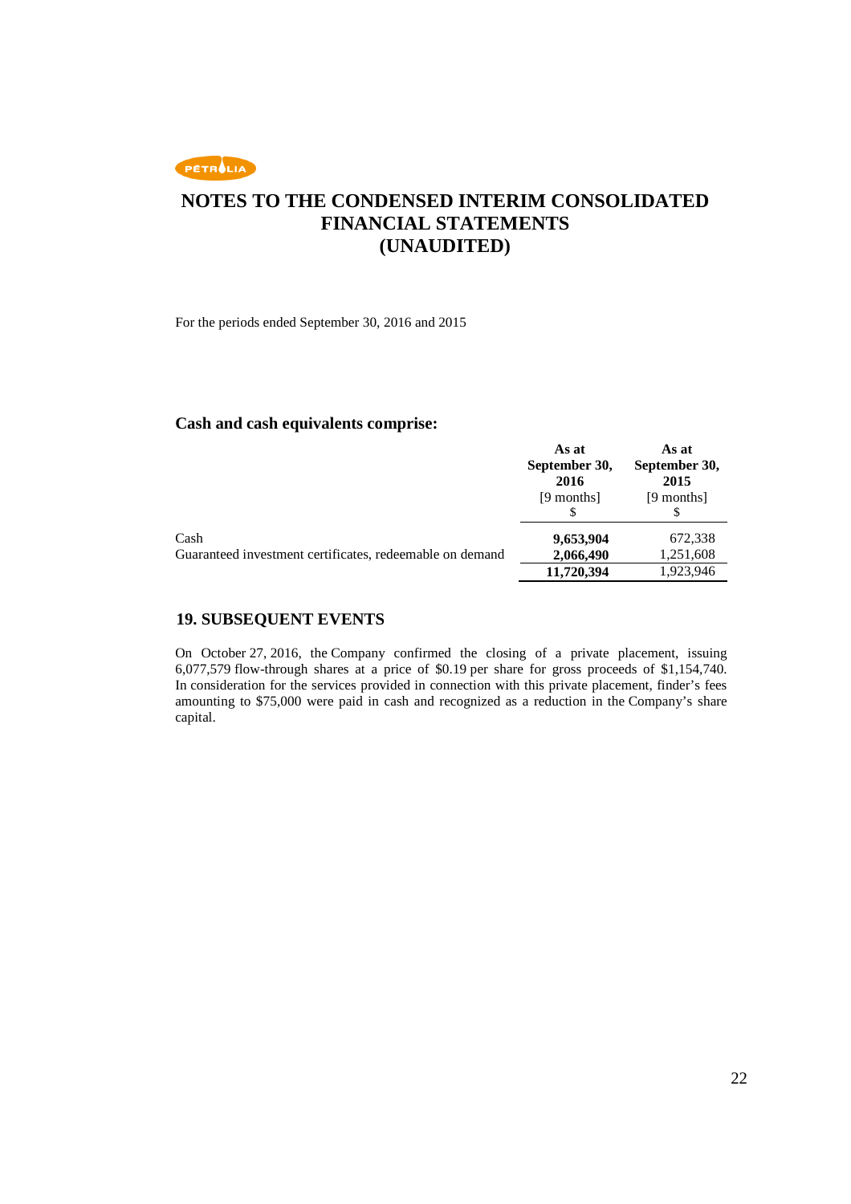# NOTES TO THE CONDENSED INTERIM CONSOLIDATED FINANCIAL STATEMENTS (UNAUDITED)

For the periods ended September 30, 2016 and 2015

### Cash and cash equivalents comprise:

| | As at September 30, 2016 [9 months] $ | As at September 30, 2015 [9 months] $ |
|---|---|---|
| Cash | **9,653,904** | 672,338 |
| Guaranteed investment certificates, redeemable on demand | **2,066,490** | 1,251,608 |
| | **11,720,394** | 1,923,946 |

## 19. SUBSEQUENT EVENTS

On October 27, 2016, the Company confirmed the closing of a private placement, issuing 6,077,579 flow-through shares at a price of $0.19 per share for gross proceeds of $1,154,740. In consideration for the services provided in connection with this private placement, finder's fees amounting to $75,000 were paid in cash and recognized as a reduction in the Company's share capital.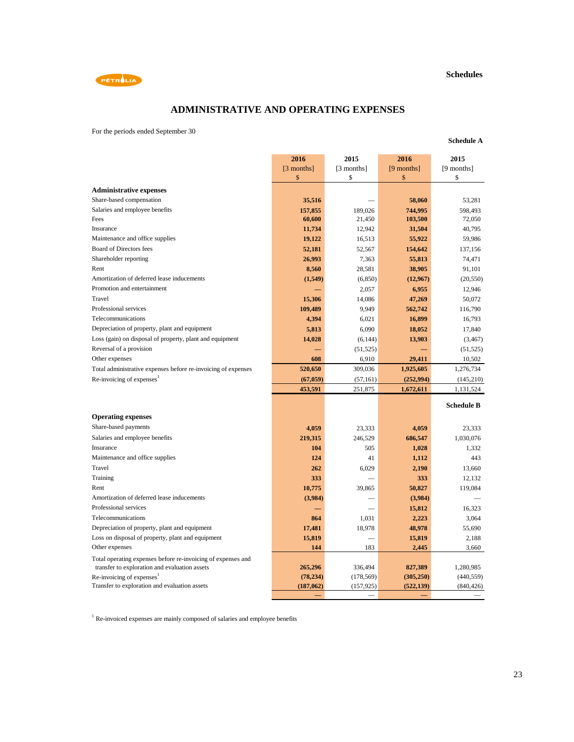Schedules

# ADMINISTRATIVE AND OPERATING EXPENSES

For the periods ended September 30

**Schedule A**

| | 2016 [3 months] $ | 2015 [3 months] $ | 2016 [9 months] $ | 2015 [9 months] $ |
|---|---|---|---|---|
| **Administrative expenses** | | | | |
| Share-based compensation | **35,516** | — | **58,060** | 53,281 |
| Salaries and employee benefits | **157,855** | 189,026 | **744,995** | 598,493 |
| Fees | **60,600** | 21,450 | **103,500** | 72,050 |
| Insurance | **11,734** | 12,942 | **31,504** | 40,795 |
| Maintenance and office supplies | **19,122** | 16,513 | **55,922** | 59,986 |
| Board of Directors fees | **52,181** | 52,567 | **154,642** | 137,156 |
| Shareholder reporting | **26,993** | 7,363 | **55,813** | 74,471 |
| Rent | **8,560** | 28,581 | **38,905** | 91,101 |
| Amortization of deferred lease inducements | **(1,549)** | (6,850) | **(12,967)** | (20,550) |
| Promotion and entertainment | **—** | 2,057 | **6,955** | 12,946 |
| Travel | **15,306** | 14,086 | **47,269** | 50,072 |
| Professional services | **109,489** | 9,949 | **562,742** | 116,790 |
| Telecommunications | **4,394** | 6,021 | **16,899** | 16,793 |
| Depreciation of property, plant and equipment | **5,813** | 6,090 | **18,052** | 17,840 |
| Loss (gain) on disposal of property, plant and equipment | **14,028** | (6,144) | **13,903** | (3,467) |
| Reversal of a provision | **—** | (51,525) | **—** | (51,525) |
| Other expenses | **608** | 6,910 | **29,411** | 10,502 |
| Total administrative expenses before re-invoicing of expenses | **520,650** | 309,036 | **1,925,605** | 1,276,734 |
| Re-invoicing of expenses[1] | **(67,059)** | (57,161) | **(252,994)** | (145,210) |
| | **453,591** | 251,875 | **1,672,611** | 1,131,524 |

**Schedule B**

| | 2016 [3 months] $ | 2015 [3 months] $ | 2016 [9 months] $ | 2015 [9 months] $ |
|---|---|---|---|---|
| **Operating expenses** | | | | |
| Share-based payments | **4,059** | 23,333 | **4,059** | 23,333 |
| Salaries and employee benefits | **219,315** | 246,529 | **686,547** | 1,030,076 |
| Insurance | **104** | 505 | **1,028** | 1,332 |
| Maintenance and office supplies | **124** | 41 | **1,112** | 443 |
| Travel | **262** | 6,029 | **2,190** | 13,660 |
| Training | **333** | — | **333** | 12,132 |
| Rent | **10,775** | 39,865 | **50,827** | 119,084 |
| Amortization of deferred lease inducements | **(3,984)** | — | **(3,984)** | — |
| Professional services | **—** | — | **15,812** | 16,323 |
| Telecommunications | **864** | 1,031 | **2,223** | 3,064 |
| Depreciation of property, plant and equipment | **17,481** | 18,978 | **48,978** | 55,690 |
| Loss on disposal of property, plant and equipment | **15,819** | — | **15,819** | 2,188 |
| Other expenses | **144** | 183 | **2,445** | 3,660 |
| Total operating expenses before re-invoicing of expenses and transfer to exploration and evaluation assets | **265,296** | 336,494 | **827,389** | 1,280,985 |
| Re-invoicing of expenses[1] | **(78,234)** | (178,569) | **(305,250)** | (440,559) |
| Transfer to exploration and evaluation assets | **(187,062)** | (157,925) | **(522,139)** | (840,426) |
| | **—** | — | **—** | — |

[1] Re-invoiced expenses are mainly composed of salaries and employee benefits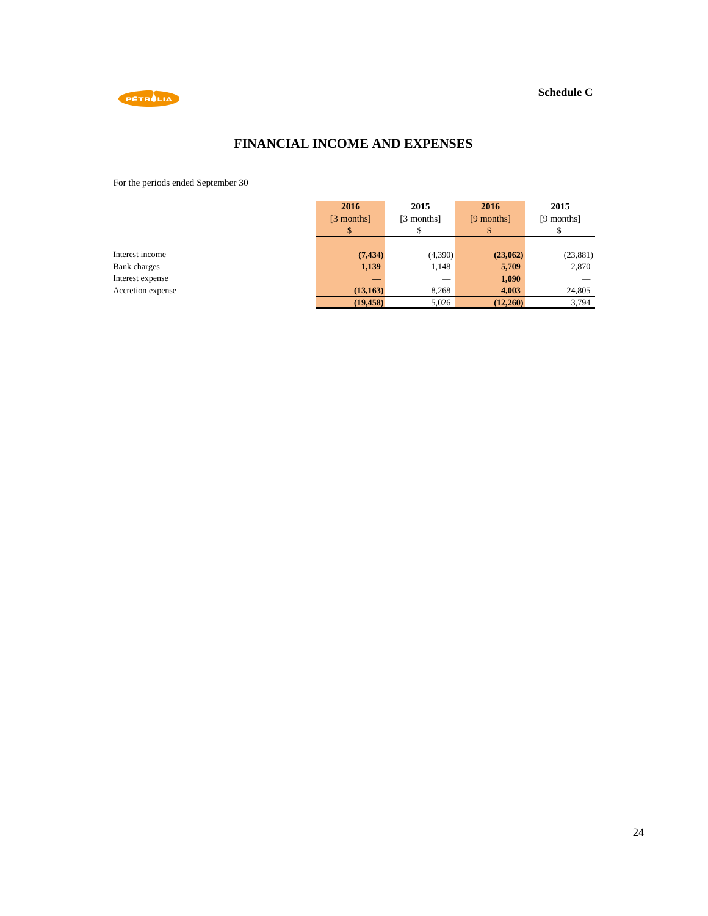**Schedule C**

# FINANCIAL INCOME AND EXPENSES

For the periods ended September 30

| | 2016 [3 months] $ | 2015 [3 months] $ | 2016 [9 months] $ | 2015 [9 months] $ |
|---|---|---|---|---|
| Interest income | **(7,434)** | (4,390) | **(23,062)** | (23,881) |
| Bank charges | **1,139** | 1,148 | **5,709** | 2,870 |
| Interest expense | **—** | — | **1,090** | — |
| Accretion expense | **(13,163)** | 8,268 | **4,003** | 24,805 |
| | **(19,458)** | 5,026 | **(12,260)** | 3,794 |